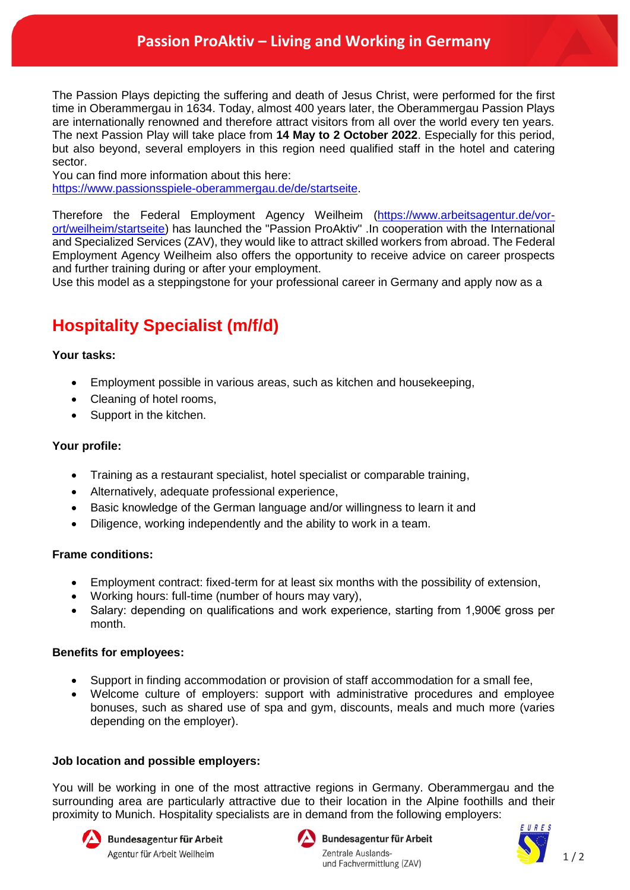# Passion ProAktiv – Living and Working in Germany

The Passion Plays depicting the suffering and death of Jesus Christ, were performed for the first time in Oberammergau in 1634. Today, almost 400 years later, the Oberammergau Passion Plays are internationally renowned and therefore attract visitors from all over the world every ten years. The next Passion Play will take place from **14 May to 2 October 2022**. Especially for this period, but also beyond, several employers in this region need qualified staff in the hotel and catering sector.
You can find more information about this here:
[https://www.passionsspiele-oberammergau.de/de/startseite](https://www.passionsspiele-oberammergau.de/de/startseite).

Therefore the Federal Employment Agency Weilheim ([https://www.arbeitsagentur.de/vor-ort/weilheim/startseite](https://www.arbeitsagentur.de/vor-ort/weilheim/startseite)) has launched the "Passion ProAktiv" .In cooperation with the International and Specialized Services (ZAV), they would like to attract skilled workers from abroad. The Federal Employment Agency Weilheim also offers the opportunity to receive advice on career prospects and further training during or after your employment.
Use this model as a steppingstone for your professional career in Germany and apply now as a

## Hospitality Specialist (m/f/d)

**Your tasks:**

- Employment possible in various areas, such as kitchen and housekeeping,
- Cleaning of hotel rooms,
- Support in the kitchen.

**Your profile:**

- Training as a restaurant specialist, hotel specialist or comparable training,
- Alternatively, adequate professional experience,
- Basic knowledge of the German language and/or willingness to learn it and
- Diligence, working independently and the ability to work in a team.

**Frame conditions:**

- Employment contract: fixed-term for at least six months with the possibility of extension,
- Working hours: full-time (number of hours may vary),
- Salary: depending on qualifications and work experience, starting from 1,900€ gross per month.

**Benefits for employees:**

- Support in finding accommodation or provision of staff accommodation for a small fee,
- Welcome culture of employers: support with administrative procedures and employee bonuses, such as shared use of spa and gym, discounts, meals and much more (varies depending on the employer).

**Job location and possible employers:**

You will be working in one of the most attractive regions in Germany. Oberammergau and the surrounding area are particularly attractive due to their location in the Alpine foothills and their proximity to Munich. Hospitality specialists are in demand from the following employers:

Bundesagentur für Arbeit
Agentur für Arbeit Weilheim

Bundesagentur für Arbeit
Zentrale Auslands- und Fachvermittlung (ZAV)

EURES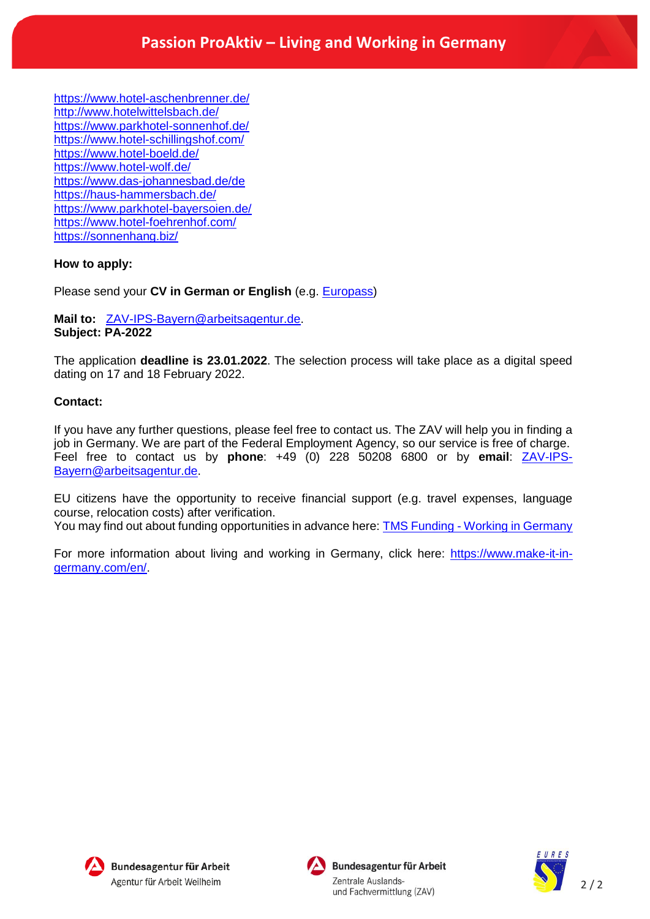https://www.hotel-aschenbrenner.de/
http://www.hotelwittelsbach.de/
https://www.parkhotel-sonnenhof.de/
https://www.hotel-schillingshof.com/
https://www.hotel-boeld.de/
https://www.hotel-wolf.de/
https://www.das-johannesbad.de/de
https://haus-hammersbach.de/
https://www.parkhotel-bayersoien.de/
https://www.hotel-foehrenhof.com/
https://sonnenhang.biz/

**How to apply:**

Please send your **CV in German or English** (e.g. Europass)

**Mail to:** ZAV-IPS-Bayern@arbeitsagentur.de.
**Subject: PA-2022**

The application **deadline is 23.01.2022**. The selection process will take place as a digital speed dating on 17 and 18 February 2022.

**Contact:**

If you have any further questions, please feel free to contact us. The ZAV will help you in finding a job in Germany. We are part of the Federal Employment Agency, so our service is free of charge. Feel free to contact us by **phone**: +49 (0) 228 50208 6800 or by **email**: ZAV-IPS-Bayern@arbeitsagentur.de.

EU citizens have the opportunity to receive financial support (e.g. travel expenses, language course, relocation costs) after verification.
You may find out about funding opportunities in advance here: TMS Funding - Working in Germany

For more information about living and working in Germany, click here: https://www.make-it-in-germany.com/en/.

Bundesagentur für Arbeit
Agentur für Arbeit Weilheim

Bundesagentur für Arbeit
Zentrale Auslands- und Fachvermittlung (ZAV)

EURES